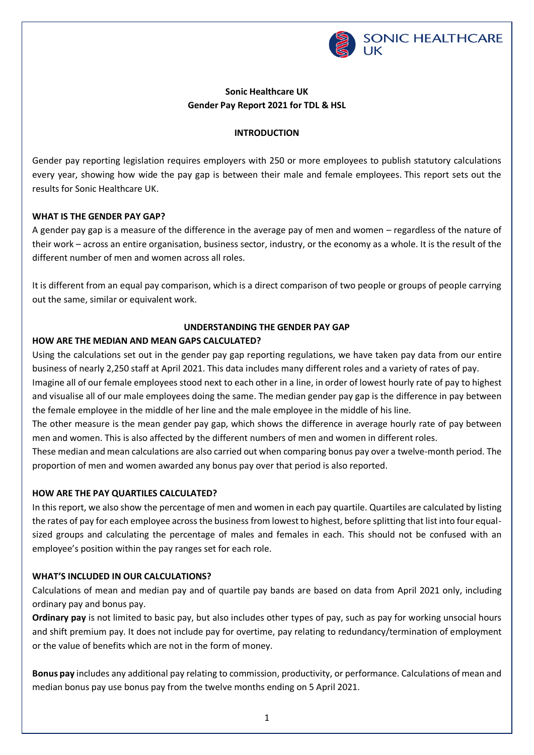**Sonic Healthcare UK**
**Gender Pay Report 2021 for TDL & HSL**

## INTRODUCTION

Gender pay reporting legislation requires employers with 250 or more employees to publish statutory calculations every year, showing how wide the pay gap is between their male and female employees. This report sets out the results for Sonic Healthcare UK.

### WHAT IS THE GENDER PAY GAP?

A gender pay gap is a measure of the difference in the average pay of men and women – regardless of the nature of their work – across an entire organisation, business sector, industry, or the economy as a whole. It is the result of the different number of men and women across all roles.

It is different from an equal pay comparison, which is a direct comparison of two people or groups of people carrying out the same, similar or equivalent work.

## UNDERSTANDING THE GENDER PAY GAP

### HOW ARE THE MEDIAN AND MEAN GAPS CALCULATED?

Using the calculations set out in the gender pay gap reporting regulations, we have taken pay data from our entire business of nearly 2,250 staff at April 2021. This data includes many different roles and a variety of rates of pay.

Imagine all of our female employees stood next to each other in a line, in order of lowest hourly rate of pay to highest and visualise all of our male employees doing the same. The median gender pay gap is the difference in pay between the female employee in the middle of her line and the male employee in the middle of his line.

The other measure is the mean gender pay gap, which shows the difference in average hourly rate of pay between men and women. This is also affected by the different numbers of men and women in different roles.

These median and mean calculations are also carried out when comparing bonus pay over a twelve-month period. The proportion of men and women awarded any bonus pay over that period is also reported.

### HOW ARE THE PAY QUARTILES CALCULATED?

In this report, we also show the percentage of men and women in each pay quartile. Quartiles are calculated by listing the rates of pay for each employee across the business from lowest to highest, before splitting that list into four equal-sized groups and calculating the percentage of males and females in each. This should not be confused with an employee's position within the pay ranges set for each role.

### WHAT'S INCLUDED IN OUR CALCULATIONS?

Calculations of mean and median pay and of quartile pay bands are based on data from April 2021 only, including ordinary pay and bonus pay.

**Ordinary pay** is not limited to basic pay, but also includes other types of pay, such as pay for working unsocial hours and shift premium pay. It does not include pay for overtime, pay relating to redundancy/termination of employment or the value of benefits which are not in the form of money.

**Bonus pay** includes any additional pay relating to commission, productivity, or performance. Calculations of mean and median bonus pay use bonus pay from the twelve months ending on 5 April 2021.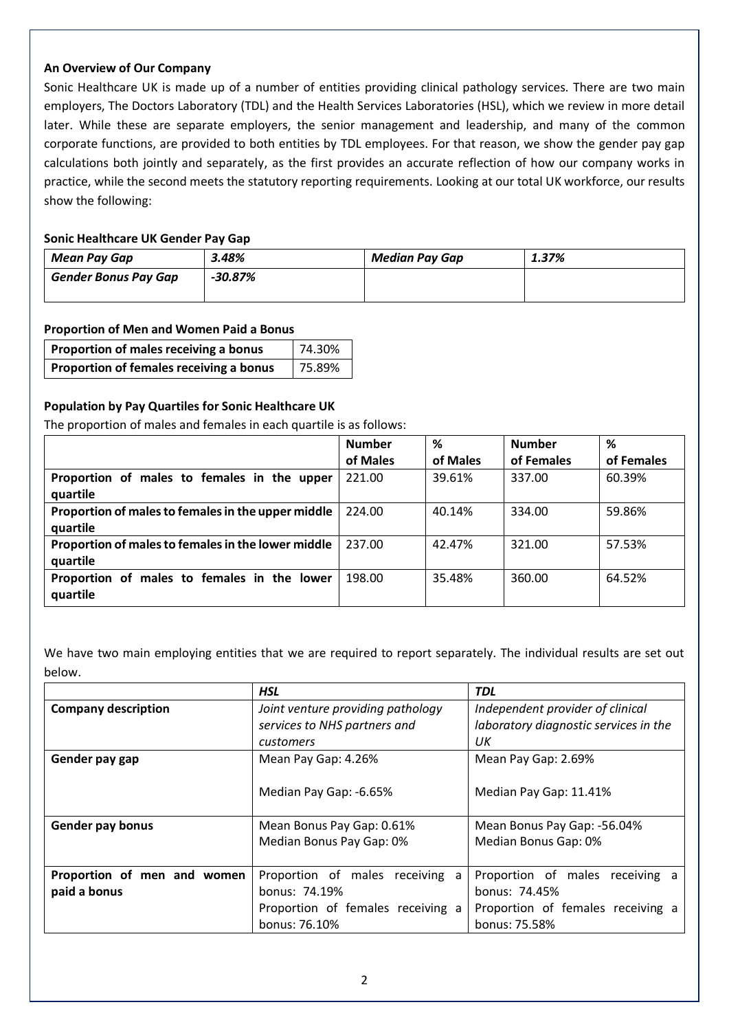**An Overview of Our Company**

Sonic Healthcare UK is made up of a number of entities providing clinical pathology services. There are two main employers, The Doctors Laboratory (TDL) and the Health Services Laboratories (HSL), which we review in more detail later. While these are separate employers, the senior management and leadership, and many of the common corporate functions, are provided to both entities by TDL employees. For that reason, we show the gender pay gap calculations both jointly and separately, as the first provides an accurate reflection of how our company works in practice, while the second meets the statutory reporting requirements. Looking at our total UK workforce, our results show the following:

**Sonic Healthcare UK Gender Pay Gap**

| *Mean Pay Gap* | *3.48%* | *Median Pay Gap* | *1.37%* |
|---|---|---|---|
| *Gender Bonus Pay Gap* | *-30.87%* | | |

**Proportion of Men and Women Paid a Bonus**

| Proportion of males receiving a bonus | 74.30% |
|---|---|
| **Proportion of females receiving a bonus** | 75.89% |

**Population by Pay Quartiles for Sonic Healthcare UK**

The proportion of males and females in each quartile is as follows:

| | Number of Males | % of Males | Number of Females | % of Females |
|---|---|---|---|---|
| **Proportion of males to females in the upper quartile** | 221.00 | 39.61% | 337.00 | 60.39% |
| **Proportion of males to females in the upper middle quartile** | 224.00 | 40.14% | 334.00 | 59.86% |
| **Proportion of males to females in the lower middle quartile** | 237.00 | 42.47% | 321.00 | 57.53% |
| **Proportion of males to females in the lower quartile** | 198.00 | 35.48% | 360.00 | 64.52% |

We have two main employing entities that we are required to report separately. The individual results are set out below.

| | *HSL* | *TDL* |
|---|---|---|
| **Company description** | *Joint venture providing pathology services to NHS partners and customers* | *Independent provider of clinical laboratory diagnostic services in the UK* |
| **Gender pay gap** | Mean Pay Gap: 4.26%<br><br>Median Pay Gap: -6.65% | Mean Pay Gap: 2.69%<br><br>Median Pay Gap: 11.41% |
| **Gender pay bonus** | Mean Bonus Pay Gap: 0.61%<br>Median Bonus Pay Gap: 0% | Mean Bonus Pay Gap: -56.04%<br>Median Bonus Gap: 0% |
| **Proportion of men and women paid a bonus** | Proportion of males receiving a bonus: 74.19%<br>Proportion of females receiving a bonus: 76.10% | Proportion of males receiving a bonus: 74.45%<br>Proportion of females receiving a bonus: 75.58% |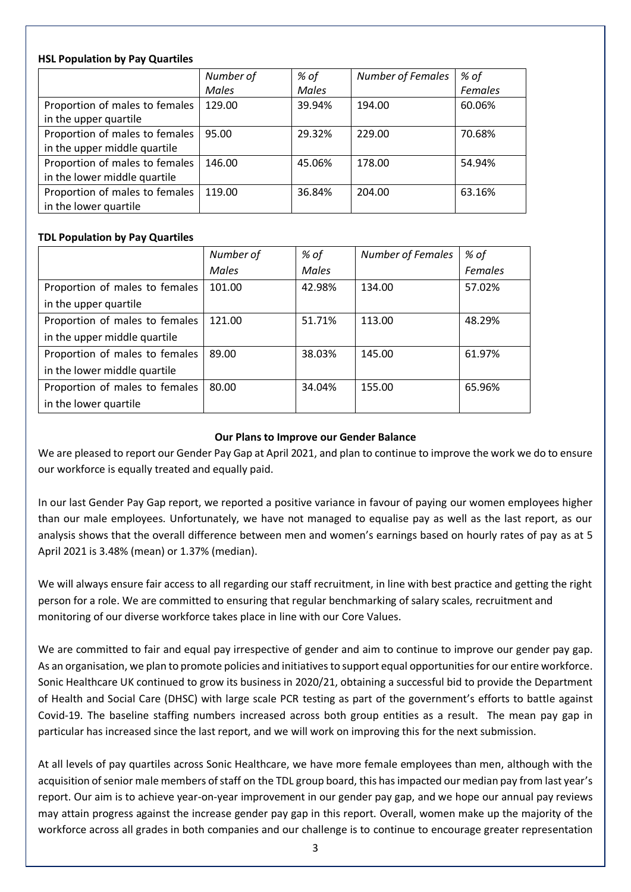**HSL Population by Pay Quartiles**

| | *Number of Males* | *% of Males* | *Number of Females* | *% of Females* |
|---|---|---|---|---|
| Proportion of males to females in the upper quartile | 129.00 | 39.94% | 194.00 | 60.06% |
| Proportion of males to females in the upper middle quartile | 95.00 | 29.32% | 229.00 | 70.68% |
| Proportion of males to females in the lower middle quartile | 146.00 | 45.06% | 178.00 | 54.94% |
| Proportion of males to females in the lower quartile | 119.00 | 36.84% | 204.00 | 63.16% |

**TDL Population by Pay Quartiles**

| | *Number of Males* | *% of Males* | *Number of Females* | *% of Females* |
|---|---|---|---|---|
| Proportion of males to females in the upper quartile | 101.00 | 42.98% | 134.00 | 57.02% |
| Proportion of males to females in the upper middle quartile | 121.00 | 51.71% | 113.00 | 48.29% |
| Proportion of males to females in the lower middle quartile | 89.00 | 38.03% | 145.00 | 61.97% |
| Proportion of males to females in the lower quartile | 80.00 | 34.04% | 155.00 | 65.96% |

**Our Plans to Improve our Gender Balance**

We are pleased to report our Gender Pay Gap at April 2021, and plan to continue to improve the work we do to ensure our workforce is equally treated and equally paid.

In our last Gender Pay Gap report, we reported a positive variance in favour of paying our women employees higher than our male employees. Unfortunately, we have not managed to equalise pay as well as the last report, as our analysis shows that the overall difference between men and women's earnings based on hourly rates of pay as at 5 April 2021 is 3.48% (mean) or 1.37% (median).

We will always ensure fair access to all regarding our staff recruitment, in line with best practice and getting the right person for a role. We are committed to ensuring that regular benchmarking of salary scales, recruitment and monitoring of our diverse workforce takes place in line with our Core Values.

We are committed to fair and equal pay irrespective of gender and aim to continue to improve our gender pay gap. As an organisation, we plan to promote policies and initiatives to support equal opportunities for our entire workforce. Sonic Healthcare UK continued to grow its business in 2020/21, obtaining a successful bid to provide the Department of Health and Social Care (DHSC) with large scale PCR testing as part of the government's efforts to battle against Covid-19. The baseline staffing numbers increased across both group entities as a result. The mean pay gap in particular has increased since the last report, and we will work on improving this for the next submission.

At all levels of pay quartiles across Sonic Healthcare, we have more female employees than men, although with the acquisition of senior male members of staff on the TDL group board, this has impacted our median pay from last year's report. Our aim is to achieve year-on-year improvement in our gender pay gap, and we hope our annual pay reviews may attain progress against the increase gender pay gap in this report. Overall, women make up the majority of the workforce across all grades in both companies and our challenge is to continue to encourage greater representation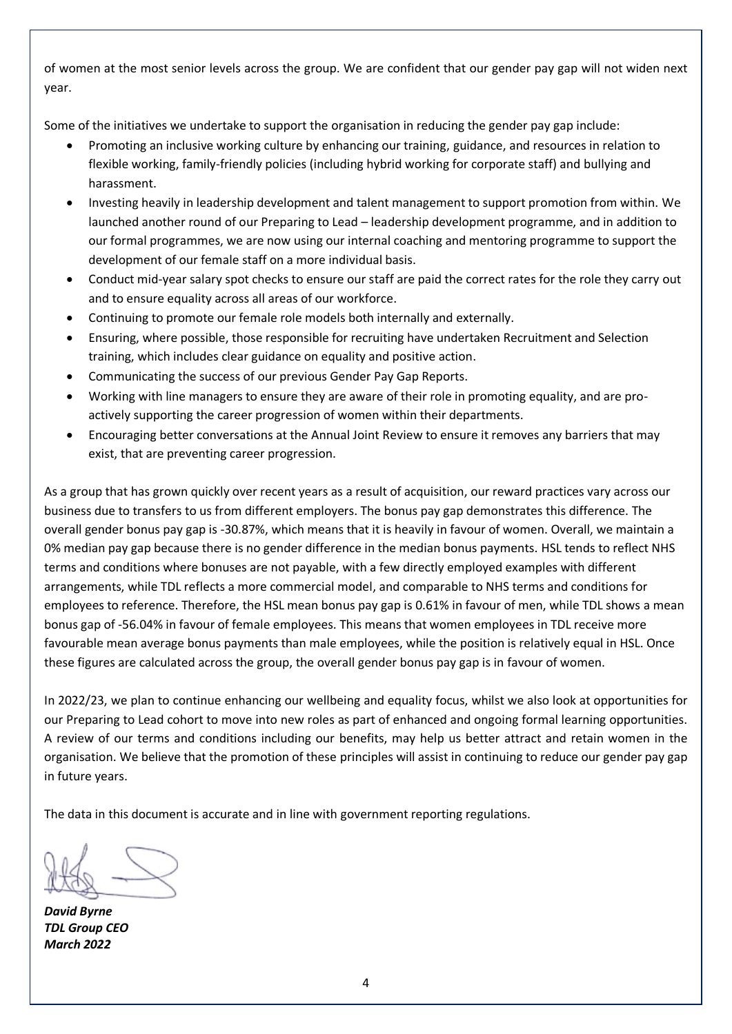of women at the most senior levels across the group. We are confident that our gender pay gap will not widen next year.

Some of the initiatives we undertake to support the organisation in reducing the gender pay gap include:

- Promoting an inclusive working culture by enhancing our training, guidance, and resources in relation to flexible working, family-friendly policies (including hybrid working for corporate staff) and bullying and harassment.
- Investing heavily in leadership development and talent management to support promotion from within. We launched another round of our Preparing to Lead – leadership development programme, and in addition to our formal programmes, we are now using our internal coaching and mentoring programme to support the development of our female staff on a more individual basis.
- Conduct mid-year salary spot checks to ensure our staff are paid the correct rates for the role they carry out and to ensure equality across all areas of our workforce.
- Continuing to promote our female role models both internally and externally.
- Ensuring, where possible, those responsible for recruiting have undertaken Recruitment and Selection training, which includes clear guidance on equality and positive action.
- Communicating the success of our previous Gender Pay Gap Reports.
- Working with line managers to ensure they are aware of their role in promoting equality, and are pro-actively supporting the career progression of women within their departments.
- Encouraging better conversations at the Annual Joint Review to ensure it removes any barriers that may exist, that are preventing career progression.

As a group that has grown quickly over recent years as a result of acquisition, our reward practices vary across our business due to transfers to us from different employers. The bonus pay gap demonstrates this difference. The overall gender bonus pay gap is -30.87%, which means that it is heavily in favour of women. Overall, we maintain a 0% median pay gap because there is no gender difference in the median bonus payments. HSL tends to reflect NHS terms and conditions where bonuses are not payable, with a few directly employed examples with different arrangements, while TDL reflects a more commercial model, and comparable to NHS terms and conditions for employees to reference. Therefore, the HSL mean bonus pay gap is 0.61% in favour of men, while TDL shows a mean bonus gap of -56.04% in favour of female employees. This means that women employees in TDL receive more favourable mean average bonus payments than male employees, while the position is relatively equal in HSL. Once these figures are calculated across the group, the overall gender bonus pay gap is in favour of women.

In 2022/23, we plan to continue enhancing our wellbeing and equality focus, whilst we also look at opportunities for our Preparing to Lead cohort to move into new roles as part of enhanced and ongoing formal learning opportunities. A review of our terms and conditions including our benefits, may help us better attract and retain women in the organisation. We believe that the promotion of these principles will assist in continuing to reduce our gender pay gap in future years.

The data in this document is accurate and in line with government reporting regulations.

***David Byrne***
***TDL Group CEO***
***March 2022***